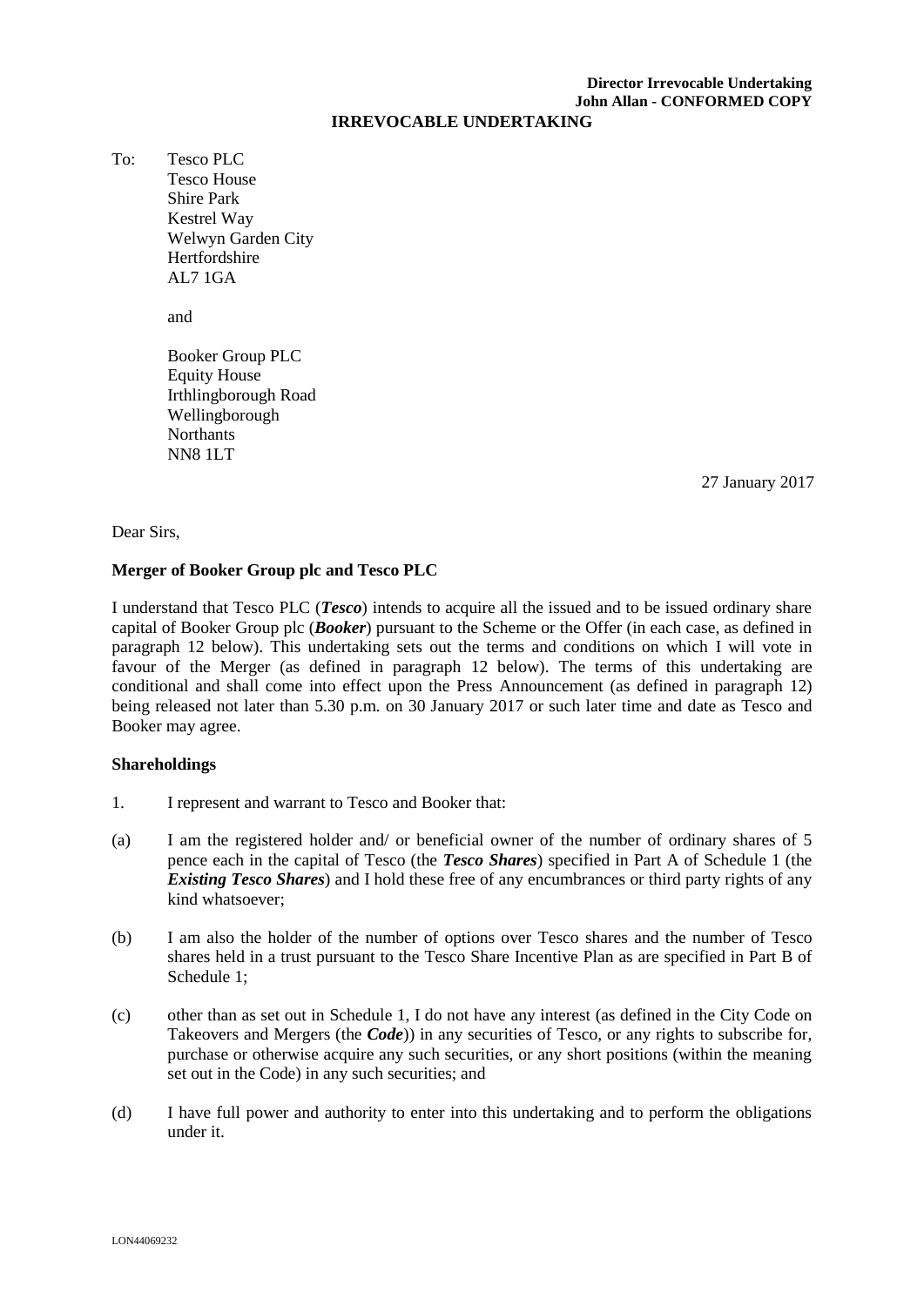**Director Irrevocable Undertaking**
**John Allan - CONFORMED COPY**

# IRREVOCABLE UNDERTAKING

To: Tesco PLC
Tesco House
Shire Park
Kestrel Way
Welwyn Garden City
Hertfordshire
AL7 1GA

and

Booker Group PLC
Equity House
Irthlingborough Road
Wellingborough
Northants
NN8 1LT

27 January 2017

Dear Sirs,

**Merger of Booker Group plc and Tesco PLC**

I understand that Tesco PLC (***Tesco***) intends to acquire all the issued and to be issued ordinary share capital of Booker Group plc (***Booker***) pursuant to the Scheme or the Offer (in each case, as defined in paragraph 12 below). This undertaking sets out the terms and conditions on which I will vote in favour of the Merger (as defined in paragraph 12 below). The terms of this undertaking are conditional and shall come into effect upon the Press Announcement (as defined in paragraph 12) being released not later than 5.30 p.m. on 30 January 2017 or such later time and date as Tesco and Booker may agree.

**Shareholdings**

1. I represent and warrant to Tesco and Booker that:

(a) I am the registered holder and/ or beneficial owner of the number of ordinary shares of 5 pence each in the capital of Tesco (the ***Tesco Shares***) specified in Part A of Schedule 1 (the ***Existing Tesco Shares***) and I hold these free of any encumbrances or third party rights of any kind whatsoever;

(b) I am also the holder of the number of options over Tesco shares and the number of Tesco shares held in a trust pursuant to the Tesco Share Incentive Plan as are specified in Part B of Schedule 1;

(c) other than as set out in Schedule 1, I do not have any interest (as defined in the City Code on Takeovers and Mergers (the ***Code***)) in any securities of Tesco, or any rights to subscribe for, purchase or otherwise acquire any such securities, or any short positions (within the meaning set out in the Code) in any such securities; and

(d) I have full power and authority to enter into this undertaking and to perform the obligations under it.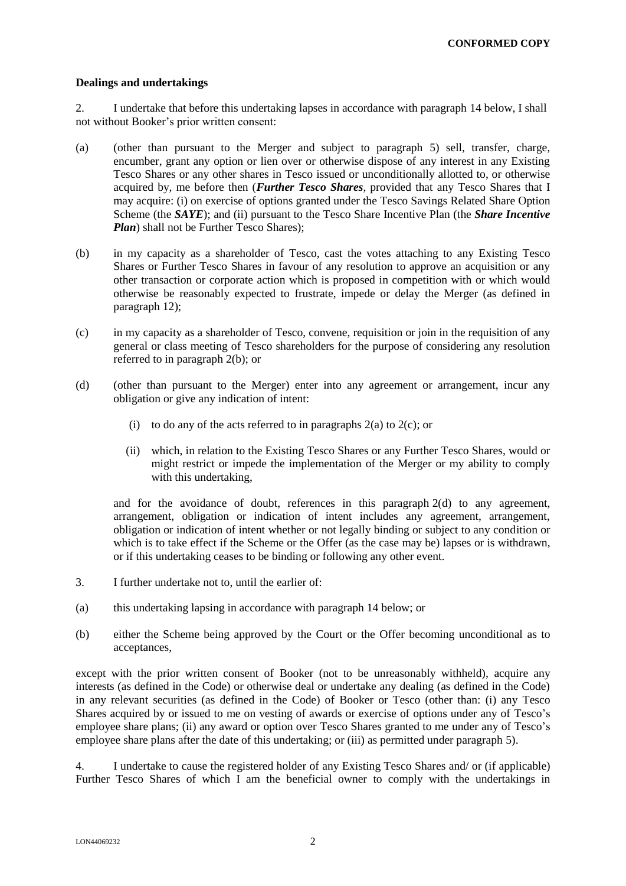**CONFORMED COPY**

**Dealings and undertakings**

2. I undertake that before this undertaking lapses in accordance with paragraph 14 below, I shall not without Booker's prior written consent:

(a) (other than pursuant to the Merger and subject to paragraph 5) sell, transfer, charge, encumber, grant any option or lien over or otherwise dispose of any interest in any Existing Tesco Shares or any other shares in Tesco issued or unconditionally allotted to, or otherwise acquired by, me before then (***Further Tesco Shares***, provided that any Tesco Shares that I may acquire: (i) on exercise of options granted under the Tesco Savings Related Share Option Scheme (the ***SAYE***); and (ii) pursuant to the Tesco Share Incentive Plan (the ***Share Incentive Plan***) shall not be Further Tesco Shares);

(b) in my capacity as a shareholder of Tesco, cast the votes attaching to any Existing Tesco Shares or Further Tesco Shares in favour of any resolution to approve an acquisition or any other transaction or corporate action which is proposed in competition with or which would otherwise be reasonably expected to frustrate, impede or delay the Merger (as defined in paragraph 12);

(c) in my capacity as a shareholder of Tesco, convene, requisition or join in the requisition of any general or class meeting of Tesco shareholders for the purpose of considering any resolution referred to in paragraph 2(b); or

(d) (other than pursuant to the Merger) enter into any agreement or arrangement, incur any obligation or give any indication of intent:

   (i) to do any of the acts referred to in paragraphs 2(a) to 2(c); or

   (ii) which, in relation to the Existing Tesco Shares or any Further Tesco Shares, would or might restrict or impede the implementation of the Merger or my ability to comply with this undertaking,

and for the avoidance of doubt, references in this paragraph 2(d) to any agreement, arrangement, obligation or indication of intent includes any agreement, arrangement, obligation or indication of intent whether or not legally binding or subject to any condition or which is to take effect if the Scheme or the Offer (as the case may be) lapses or is withdrawn, or if this undertaking ceases to be binding or following any other event.

3. I further undertake not to, until the earlier of:

(a) this undertaking lapsing in accordance with paragraph 14 below; or

(b) either the Scheme being approved by the Court or the Offer becoming unconditional as to acceptances,

except with the prior written consent of Booker (not to be unreasonably withheld), acquire any interests (as defined in the Code) or otherwise deal or undertake any dealing (as defined in the Code) in any relevant securities (as defined in the Code) of Booker or Tesco (other than: (i) any Tesco Shares acquired by or issued to me on vesting of awards or exercise of options under any of Tesco's employee share plans; (ii) any award or option over Tesco Shares granted to me under any of Tesco's employee share plans after the date of this undertaking; or (iii) as permitted under paragraph 5).

4. I undertake to cause the registered holder of any Existing Tesco Shares and/ or (if applicable) Further Tesco Shares of which I am the beneficial owner to comply with the undertakings in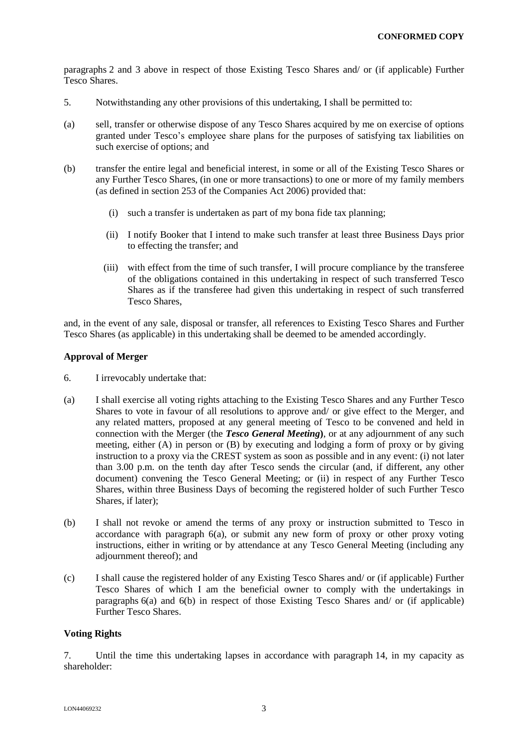paragraphs 2 and 3 above in respect of those Existing Tesco Shares and/ or (if applicable) Further Tesco Shares.

5. Notwithstanding any other provisions of this undertaking, I shall be permitted to:

(a) sell, transfer or otherwise dispose of any Tesco Shares acquired by me on exercise of options granted under Tesco's employee share plans for the purposes of satisfying tax liabilities on such exercise of options; and

(b) transfer the entire legal and beneficial interest, in some or all of the Existing Tesco Shares or any Further Tesco Shares, (in one or more transactions) to one or more of my family members (as defined in section 253 of the Companies Act 2006) provided that:

  (i) such a transfer is undertaken as part of my bona fide tax planning;

  (ii) I notify Booker that I intend to make such transfer at least three Business Days prior to effecting the transfer; and

  (iii) with effect from the time of such transfer, I will procure compliance by the transferee of the obligations contained in this undertaking in respect of such transferred Tesco Shares as if the transferee had given this undertaking in respect of such transferred Tesco Shares,

and, in the event of any sale, disposal or transfer, all references to Existing Tesco Shares and Further Tesco Shares (as applicable) in this undertaking shall be deemed to be amended accordingly.

**Approval of Merger**

6. I irrevocably undertake that:

(a) I shall exercise all voting rights attaching to the Existing Tesco Shares and any Further Tesco Shares to vote in favour of all resolutions to approve and/ or give effect to the Merger, and any related matters, proposed at any general meeting of Tesco to be convened and held in connection with the Merger (the ***Tesco General Meeting***), or at any adjournment of any such meeting, either (A) in person or (B) by executing and lodging a form of proxy or by giving instruction to a proxy via the CREST system as soon as possible and in any event: (i) not later than 3.00 p.m. on the tenth day after Tesco sends the circular (and, if different, any other document) convening the Tesco General Meeting; or (ii) in respect of any Further Tesco Shares, within three Business Days of becoming the registered holder of such Further Tesco Shares, if later);

(b) I shall not revoke or amend the terms of any proxy or instruction submitted to Tesco in accordance with paragraph 6(a), or submit any new form of proxy or other proxy voting instructions, either in writing or by attendance at any Tesco General Meeting (including any adjournment thereof); and

(c) I shall cause the registered holder of any Existing Tesco Shares and/ or (if applicable) Further Tesco Shares of which I am the beneficial owner to comply with the undertakings in paragraphs 6(a) and 6(b) in respect of those Existing Tesco Shares and/ or (if applicable) Further Tesco Shares.

**Voting Rights**

7. Until the time this undertaking lapses in accordance with paragraph 14, in my capacity as shareholder: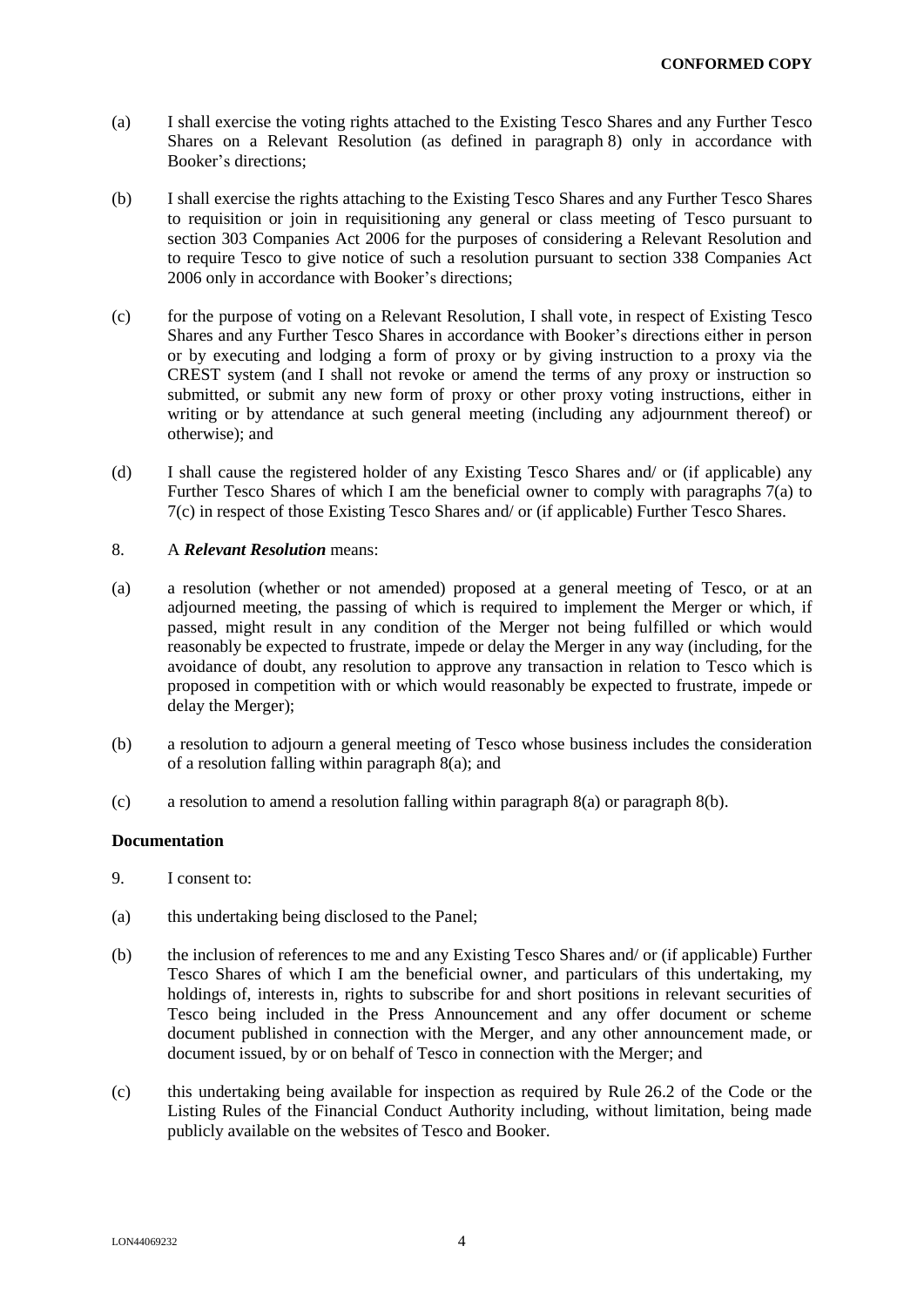(a) I shall exercise the voting rights attached to the Existing Tesco Shares and any Further Tesco Shares on a Relevant Resolution (as defined in paragraph 8) only in accordance with Booker's directions;

(b) I shall exercise the rights attaching to the Existing Tesco Shares and any Further Tesco Shares to requisition or join in requisitioning any general or class meeting of Tesco pursuant to section 303 Companies Act 2006 for the purposes of considering a Relevant Resolution and to require Tesco to give notice of such a resolution pursuant to section 338 Companies Act 2006 only in accordance with Booker's directions;

(c) for the purpose of voting on a Relevant Resolution, I shall vote, in respect of Existing Tesco Shares and any Further Tesco Shares in accordance with Booker's directions either in person or by executing and lodging a form of proxy or by giving instruction to a proxy via the CREST system (and I shall not revoke or amend the terms of any proxy or instruction so submitted, or submit any new form of proxy or other proxy voting instructions, either in writing or by attendance at such general meeting (including any adjournment thereof) or otherwise); and

(d) I shall cause the registered holder of any Existing Tesco Shares and/ or (if applicable) any Further Tesco Shares of which I am the beneficial owner to comply with paragraphs 7(a) to 7(c) in respect of those Existing Tesco Shares and/ or (if applicable) Further Tesco Shares.

8. A ***Relevant Resolution*** means:

(a) a resolution (whether or not amended) proposed at a general meeting of Tesco, or at an adjourned meeting, the passing of which is required to implement the Merger or which, if passed, might result in any condition of the Merger not being fulfilled or which would reasonably be expected to frustrate, impede or delay the Merger in any way (including, for the avoidance of doubt, any resolution to approve any transaction in relation to Tesco which is proposed in competition with or which would reasonably be expected to frustrate, impede or delay the Merger);

(b) a resolution to adjourn a general meeting of Tesco whose business includes the consideration of a resolution falling within paragraph 8(a); and

(c) a resolution to amend a resolution falling within paragraph 8(a) or paragraph 8(b).

**Documentation**

9. I consent to:

(a) this undertaking being disclosed to the Panel;

(b) the inclusion of references to me and any Existing Tesco Shares and/ or (if applicable) Further Tesco Shares of which I am the beneficial owner, and particulars of this undertaking, my holdings of, interests in, rights to subscribe for and short positions in relevant securities of Tesco being included in the Press Announcement and any offer document or scheme document published in connection with the Merger, and any other announcement made, or document issued, by or on behalf of Tesco in connection with the Merger; and

(c) this undertaking being available for inspection as required by Rule 26.2 of the Code or the Listing Rules of the Financial Conduct Authority including, without limitation, being made publicly available on the websites of Tesco and Booker.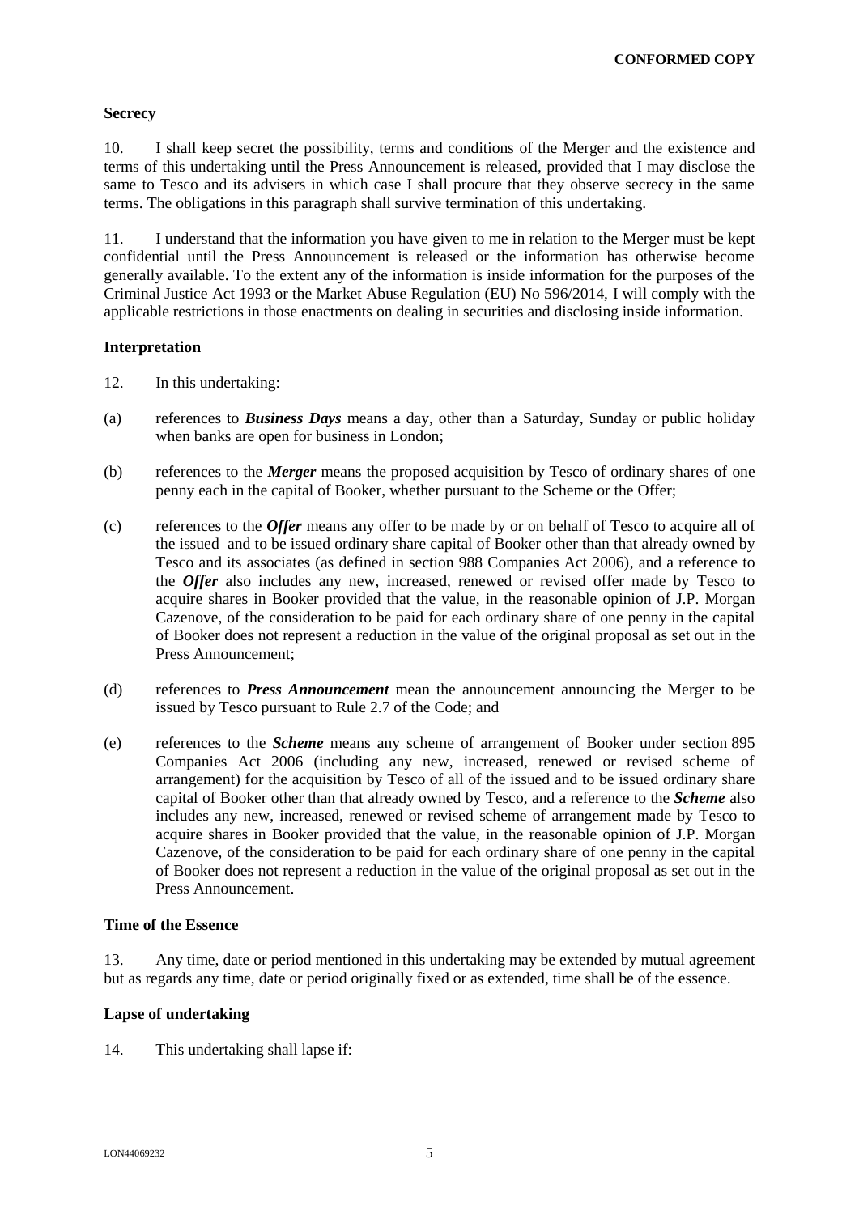**CONFORMED COPY**

**Secrecy**

10. I shall keep secret the possibility, terms and conditions of the Merger and the existence and terms of this undertaking until the Press Announcement is released, provided that I may disclose the same to Tesco and its advisers in which case I shall procure that they observe secrecy in the same terms. The obligations in this paragraph shall survive termination of this undertaking.

11. I understand that the information you have given to me in relation to the Merger must be kept confidential until the Press Announcement is released or the information has otherwise become generally available. To the extent any of the information is inside information for the purposes of the Criminal Justice Act 1993 or the Market Abuse Regulation (EU) No 596/2014, I will comply with the applicable restrictions in those enactments on dealing in securities and disclosing inside information.

**Interpretation**

12. In this undertaking:

(a) references to ***Business Days*** means a day, other than a Saturday, Sunday or public holiday when banks are open for business in London;

(b) references to the ***Merger*** means the proposed acquisition by Tesco of ordinary shares of one penny each in the capital of Booker, whether pursuant to the Scheme or the Offer;

(c) references to the ***Offer*** means any offer to be made by or on behalf of Tesco to acquire all of the issued and to be issued ordinary share capital of Booker other than that already owned by Tesco and its associates (as defined in section 988 Companies Act 2006), and a reference to the ***Offer*** also includes any new, increased, renewed or revised offer made by Tesco to acquire shares in Booker provided that the value, in the reasonable opinion of J.P. Morgan Cazenove, of the consideration to be paid for each ordinary share of one penny in the capital of Booker does not represent a reduction in the value of the original proposal as set out in the Press Announcement;

(d) references to ***Press Announcement*** mean the announcement announcing the Merger to be issued by Tesco pursuant to Rule 2.7 of the Code; and

(e) references to the ***Scheme*** means any scheme of arrangement of Booker under section 895 Companies Act 2006 (including any new, increased, renewed or revised scheme of arrangement) for the acquisition by Tesco of all of the issued and to be issued ordinary share capital of Booker other than that already owned by Tesco, and a reference to the ***Scheme*** also includes any new, increased, renewed or revised scheme of arrangement made by Tesco to acquire shares in Booker provided that the value, in the reasonable opinion of J.P. Morgan Cazenove, of the consideration to be paid for each ordinary share of one penny in the capital of Booker does not represent a reduction in the value of the original proposal as set out in the Press Announcement.

**Time of the Essence**

13. Any time, date or period mentioned in this undertaking may be extended by mutual agreement but as regards any time, date or period originally fixed or as extended, time shall be of the essence.

**Lapse of undertaking**

14. This undertaking shall lapse if:

LON44069232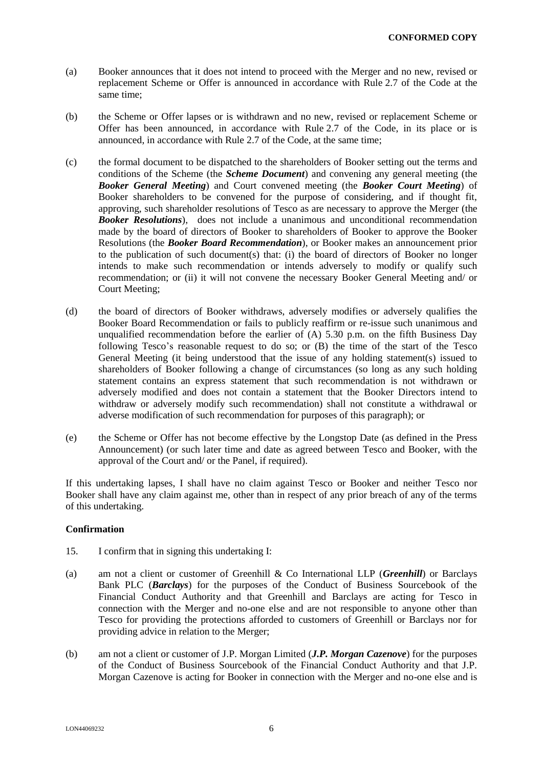(a) Booker announces that it does not intend to proceed with the Merger and no new, revised or replacement Scheme or Offer is announced in accordance with Rule 2.7 of the Code at the same time;

(b) the Scheme or Offer lapses or is withdrawn and no new, revised or replacement Scheme or Offer has been announced, in accordance with Rule 2.7 of the Code, in its place or is announced, in accordance with Rule 2.7 of the Code, at the same time;

(c) the formal document to be dispatched to the shareholders of Booker setting out the terms and conditions of the Scheme (the ***Scheme Document***) and convening any general meeting (the ***Booker General Meeting***) and Court convened meeting (the ***Booker Court Meeting***) of Booker shareholders to be convened for the purpose of considering, and if thought fit, approving, such shareholder resolutions of Tesco as are necessary to approve the Merger (the ***Booker Resolutions***), does not include a unanimous and unconditional recommendation made by the board of directors of Booker to shareholders of Booker to approve the Booker Resolutions (the ***Booker Board Recommendation***), or Booker makes an announcement prior to the publication of such document(s) that: (i) the board of directors of Booker no longer intends to make such recommendation or intends adversely to modify or qualify such recommendation; or (ii) it will not convene the necessary Booker General Meeting and/ or Court Meeting;

(d) the board of directors of Booker withdraws, adversely modifies or adversely qualifies the Booker Board Recommendation or fails to publicly reaffirm or re-issue such unanimous and unqualified recommendation before the earlier of (A) 5.30 p.m. on the fifth Business Day following Tesco's reasonable request to do so; or (B) the time of the start of the Tesco General Meeting (it being understood that the issue of any holding statement(s) issued to shareholders of Booker following a change of circumstances (so long as any such holding statement contains an express statement that such recommendation is not withdrawn or adversely modified and does not contain a statement that the Booker Directors intend to withdraw or adversely modify such recommendation) shall not constitute a withdrawal or adverse modification of such recommendation for purposes of this paragraph); or

(e) the Scheme or Offer has not become effective by the Longstop Date (as defined in the Press Announcement) (or such later time and date as agreed between Tesco and Booker, with the approval of the Court and/ or the Panel, if required).

If this undertaking lapses, I shall have no claim against Tesco or Booker and neither Tesco nor Booker shall have any claim against me, other than in respect of any prior breach of any of the terms of this undertaking.

**Confirmation**

15. I confirm that in signing this undertaking I:

(a) am not a client or customer of Greenhill & Co International LLP (***Greenhill***) or Barclays Bank PLC (***Barclays***) for the purposes of the Conduct of Business Sourcebook of the Financial Conduct Authority and that Greenhill and Barclays are acting for Tesco in connection with the Merger and no-one else and are not responsible to anyone other than Tesco for providing the protections afforded to customers of Greenhill or Barclays nor for providing advice in relation to the Merger;

(b) am not a client or customer of J.P. Morgan Limited (***J.P. Morgan Cazenove***) for the purposes of the Conduct of Business Sourcebook of the Financial Conduct Authority and that J.P. Morgan Cazenove is acting for Booker in connection with the Merger and no-one else and is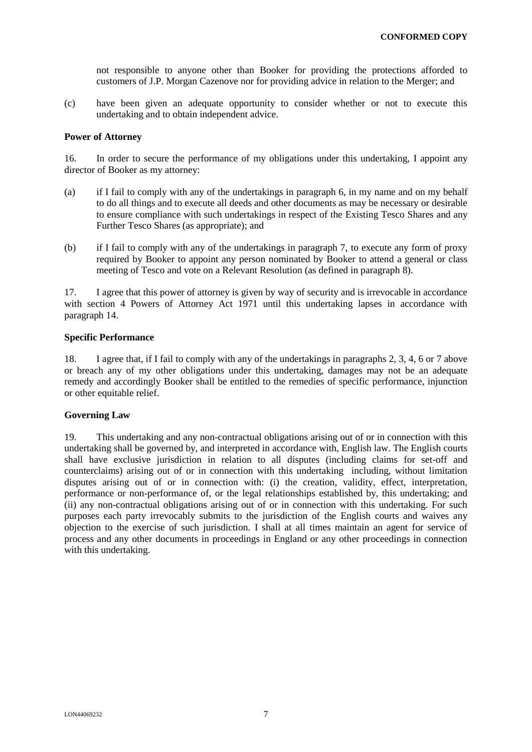not responsible to anyone other than Booker for providing the protections afforded to customers of J.P. Morgan Cazenove nor for providing advice in relation to the Merger; and

(c) have been given an adequate opportunity to consider whether or not to execute this undertaking and to obtain independent advice.

**Power of Attorney**

16. In order to secure the performance of my obligations under this undertaking, I appoint any director of Booker as my attorney:

(a) if I fail to comply with any of the undertakings in paragraph 6, in my name and on my behalf to do all things and to execute all deeds and other documents as may be necessary or desirable to ensure compliance with such undertakings in respect of the Existing Tesco Shares and any Further Tesco Shares (as appropriate); and

(b) if I fail to comply with any of the undertakings in paragraph 7, to execute any form of proxy required by Booker to appoint any person nominated by Booker to attend a general or class meeting of Tesco and vote on a Relevant Resolution (as defined in paragraph 8).

17. I agree that this power of attorney is given by way of security and is irrevocable in accordance with section 4 Powers of Attorney Act 1971 until this undertaking lapses in accordance with paragraph 14.

**Specific Performance**

18. I agree that, if I fail to comply with any of the undertakings in paragraphs 2, 3, 4, 6 or 7 above or breach any of my other obligations under this undertaking, damages may not be an adequate remedy and accordingly Booker shall be entitled to the remedies of specific performance, injunction or other equitable relief.

**Governing Law**

19. This undertaking and any non-contractual obligations arising out of or in connection with this undertaking shall be governed by, and interpreted in accordance with, English law. The English courts shall have exclusive jurisdiction in relation to all disputes (including claims for set-off and counterclaims) arising out of or in connection with this undertaking including, without limitation disputes arising out of or in connection with: (i) the creation, validity, effect, interpretation, performance or non-performance of, or the legal relationships established by, this undertaking; and (ii) any non-contractual obligations arising out of or in connection with this undertaking. For such purposes each party irrevocably submits to the jurisdiction of the English courts and waives any objection to the exercise of such jurisdiction. I shall at all times maintain an agent for service of process and any other documents in proceedings in England or any other proceedings in connection with this undertaking.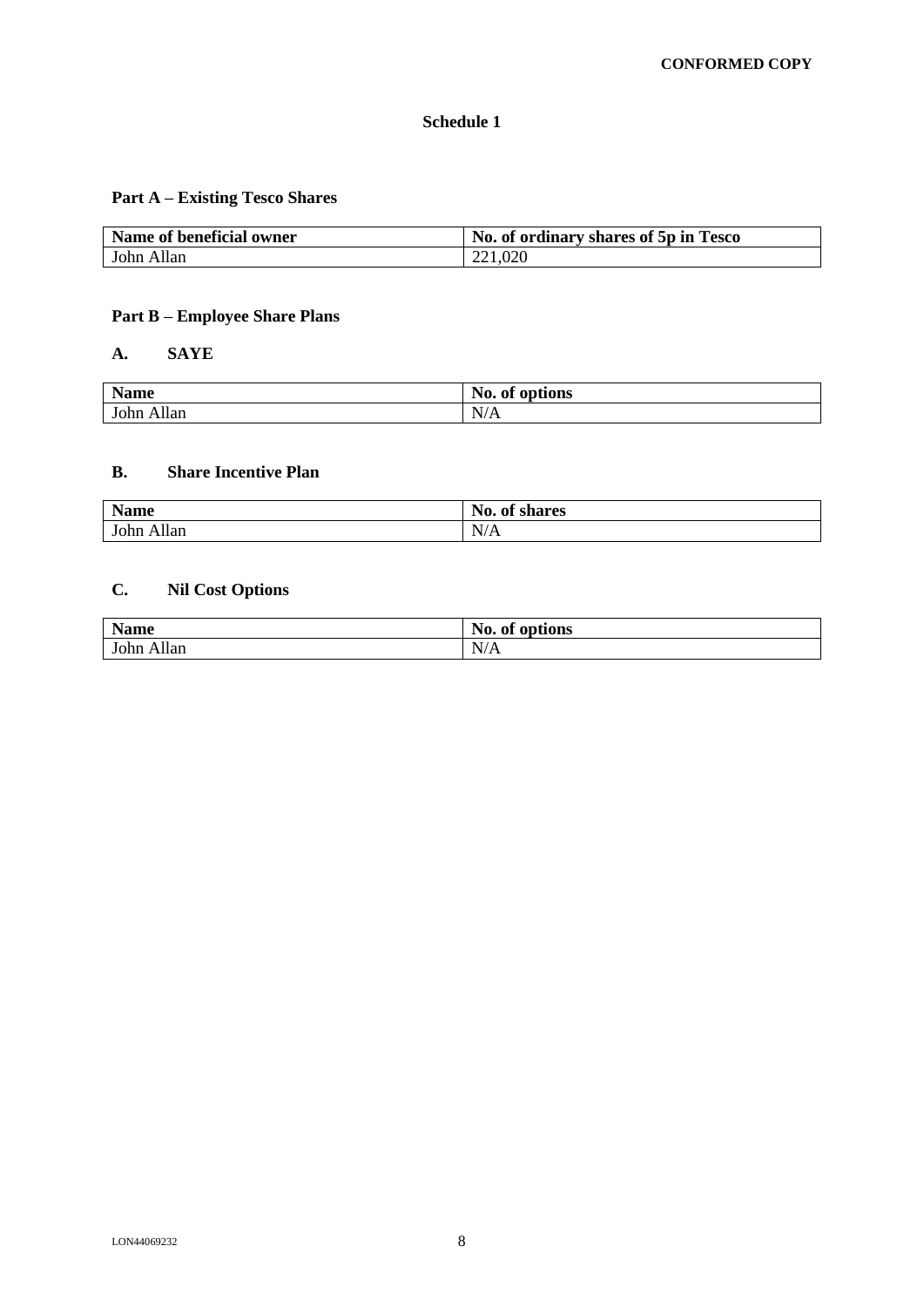**CONFORMED COPY**

# Schedule 1

## Part A – Existing Tesco Shares

| Name of beneficial owner | No. of ordinary shares of 5p in Tesco |
|---|---|
| John Allan | 221,020 |

## Part B – Employee Share Plans

### A. SAYE

| Name | No. of options |
|---|---|
| John Allan | N/A |

### B. Share Incentive Plan

| Name | No. of shares |
|---|---|
| John Allan | N/A |

### C. Nil Cost Options

| Name | No. of options |
|---|---|
| John Allan | N/A |

LON44069232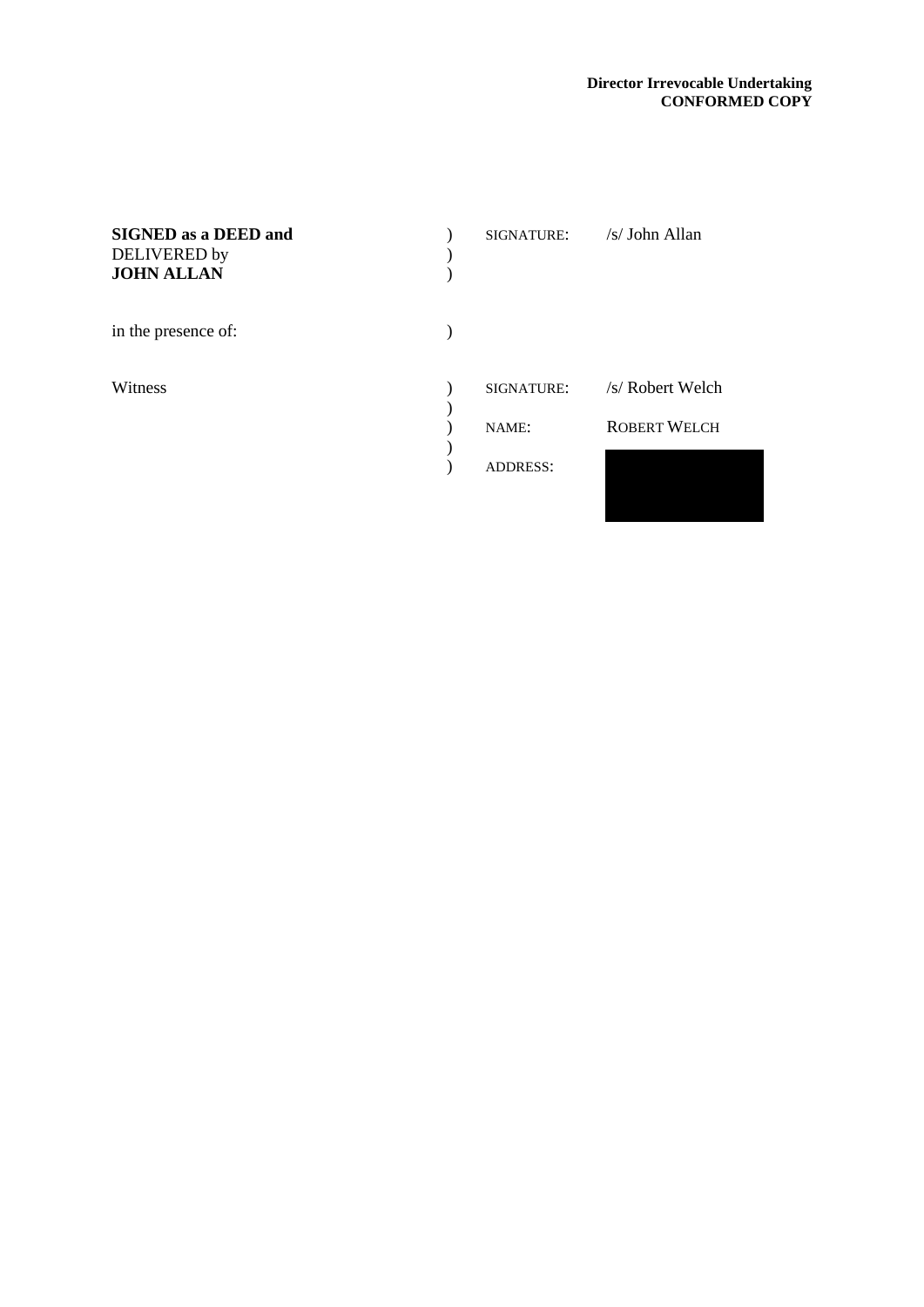| | | | |
|---|---|---|---|
| **SIGNED as a DEED and** DELIVERED by **JOHN ALLAN** | ) ) ) | SIGNATURE: | /s/ John Allan |
| in the presence of: | ) | | |
| Witness | ) ) ) ) ) | SIGNATURE: NAME: ADDRESS: | /s/ Robert Welch ROBERT WELCH |